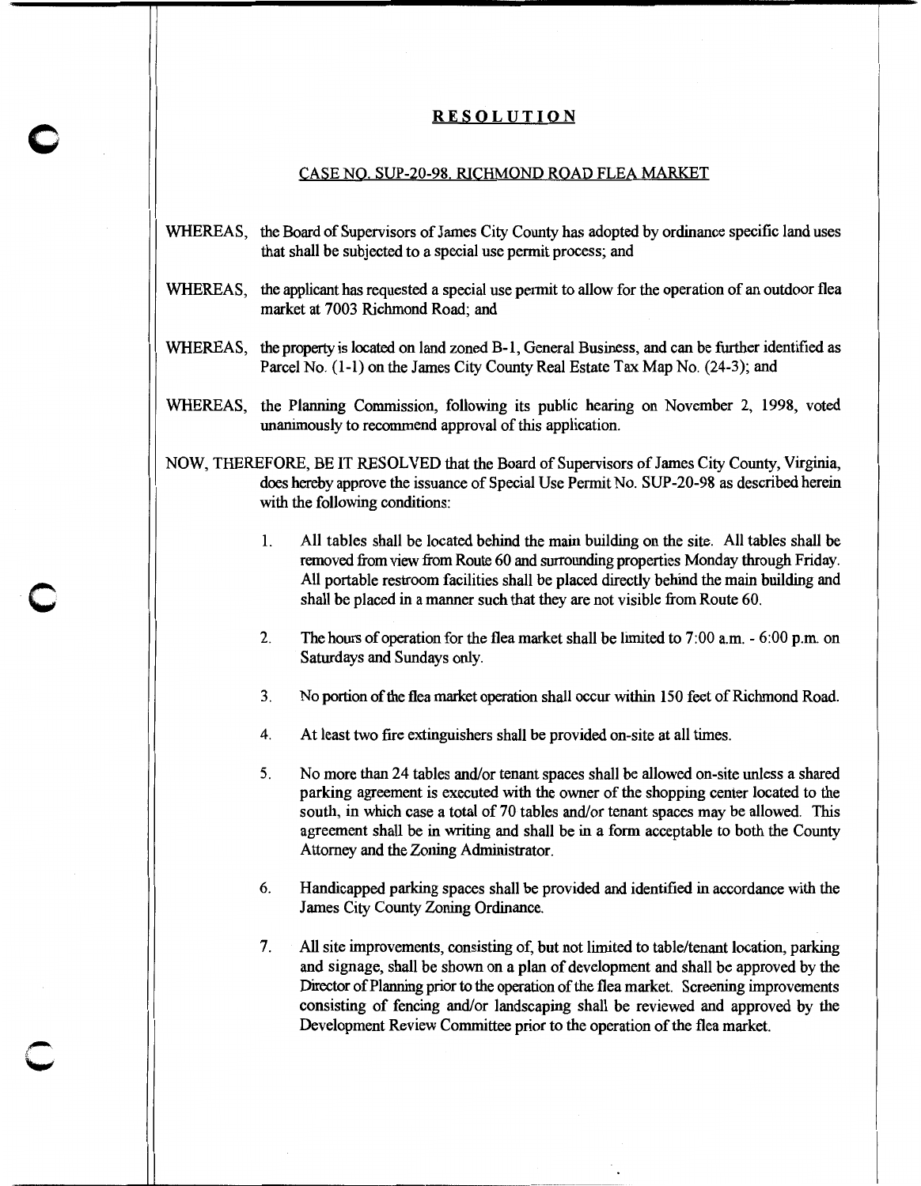# RESOLUTION

## CASE NO. SUP-20-98. RICHMOND ROAD FLEA MARKET

WHEREAS, the Board of Supervisors of James City County has adopted by ordinance specific land uses that shall be subjected to a special use permit process; and

WHEREAS, the applicant has requested a special use permit to allow for the operation of an outdoor flea market at 7003 Richmond Road; and

WHEREAS, the property is located on land zoned B-1, General Business, and can be further identified as Parcel No. (1-1) on the James City County Real Estate Tax Map No. (24-3); and

WHEREAS, the Planning Commission, following its public hearing on November 2, 1998, voted unanimously to recommend approval of this application.

NOW, THEREFORE, BE IT RESOLVED that the Board of Supervisors of James City County, Virginia, does hereby approve the issuance of Special Use Permit No. SUP-20-98 as described herein with the following conditions:

1. All tables shall be located behind the main building on the site. All tables shall be removed from view from Route 60 and surrounding properties Monday through Friday. All portable restroom facilities shall be placed directly behind the main building and shall be placed in a manner such that they are not visible from Route 60.

2. The hours of operation for the flea market shall be limited to 7:00 a.m. - 6:00 p.m. on Saturdays and Sundays only.

3. No portion of the flea market operation shall occur within 150 feet of Richmond Road.

4. At least two fire extinguishers shall be provided on-site at all times.

5. No more than 24 tables and/or tenant spaces shall be allowed on-site unless a shared parking agreement is executed with the owner of the shopping center located to the south, in which case a total of 70 tables and/or tenant spaces may be allowed. This agreement shall be in writing and shall be in a form acceptable to both the County Attorney and the Zoning Administrator.

6. Handicapped parking spaces shall be provided and identified in accordance with the James City County Zoning Ordinance.

7. All site improvements, consisting of, but not limited to table/tenant location, parking and signage, shall be shown on a plan of development and shall be approved by the Director of Planning prior to the operation of the flea market. Screening improvements consisting of fencing and/or landscaping shall be reviewed and approved by the Development Review Committee prior to the operation of the flea market.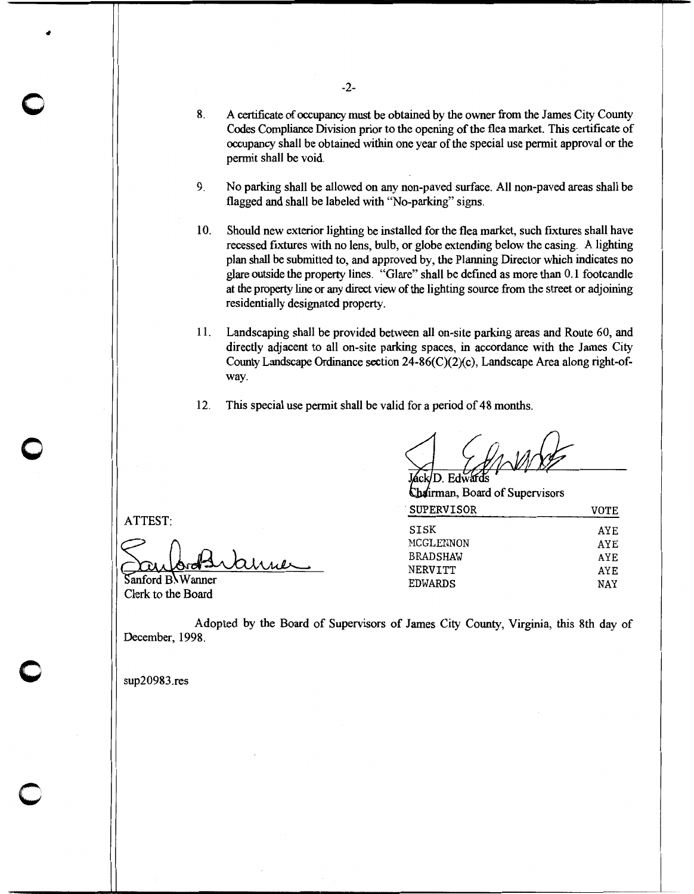8. A certificate of occupancy must be obtained by the owner from the James City County Codes Compliance Division prior to the opening of the flea market. This certificate of occupancy shall be obtained within one year of the special use permit approval or the permit shall be void.

9. No parking shall be allowed on any non-paved surface. All non-paved areas shall be flagged and shall be labeled with "No-parking" signs.

10. Should new exterior lighting be installed for the flea market, such fixtures shall have recessed fixtures with no lens, bulb, or globe extending below the casing. A lighting plan shall be submitted to, and approved by, the Planning Director which indicates no glare outside the property lines. "Glare" shall be defined as more than 0.1 footcandle at the property line or any direct view of the lighting source from the street or adjoining residentially designated property.

11. Landscaping shall be provided between all on-site parking areas and Route 60, and directly adjacent to all on-site parking spaces, in accordance with the James City County Landscape Ordinance section 24-86(C)(2)(c), Landscape Area along right-of-way.

12. This special use permit shall be valid for a period of 48 months.

Jack D. Edwards
Chairman, Board of Supervisors

| SUPERVISOR | VOTE |
|---|---|
| SISK | AYE |
| MCGLENNON | AYE |
| BRADSHAW | AYE |
| NERVITT | AYE |
| EDWARDS | NAY |

ATTEST:

Sanford B. Wanner
Clerk to the Board

Adopted by the Board of Supervisors of James City County, Virginia, this 8th day of December, 1998.

sup20983.res